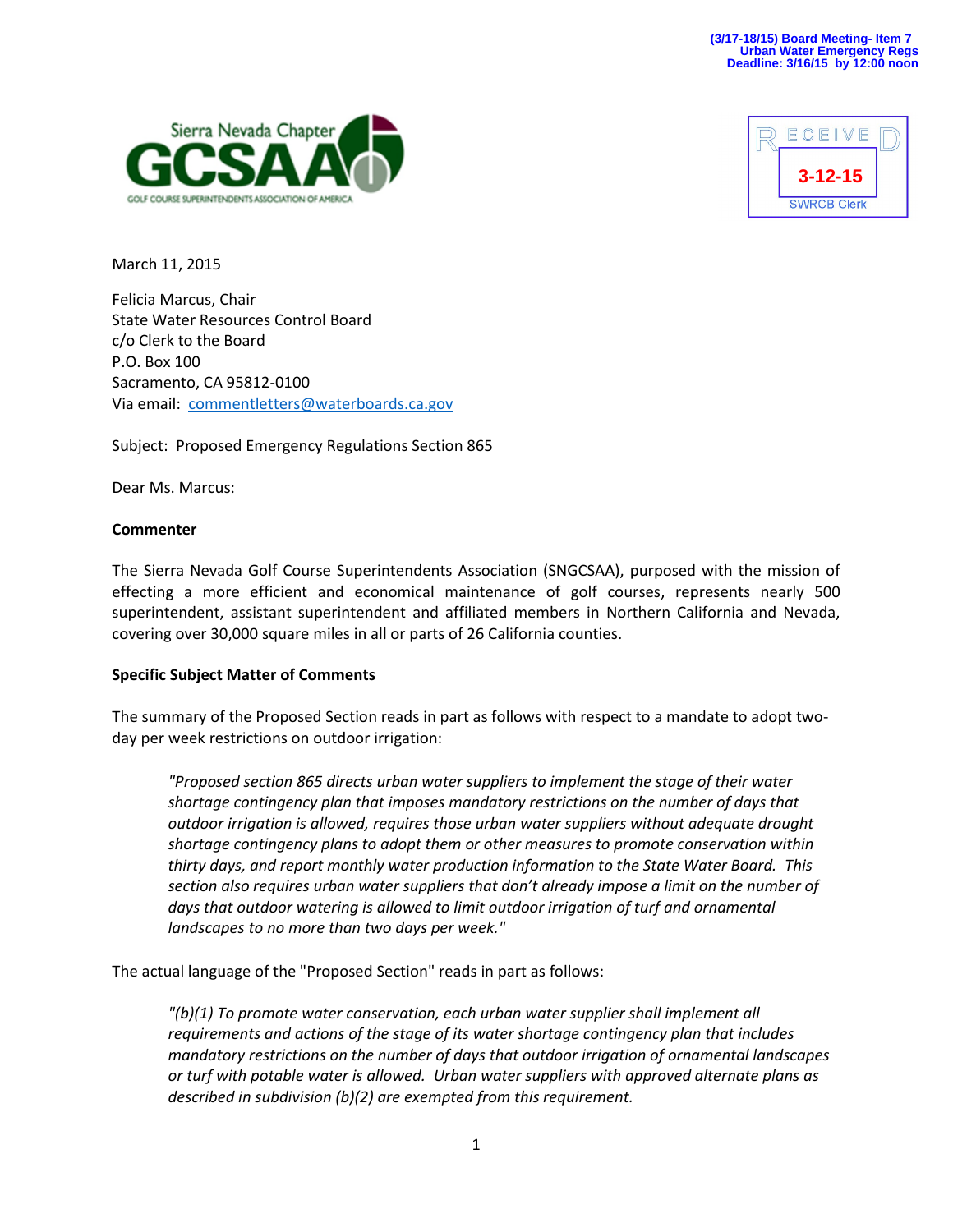(3/17-18/15) Board Meeting- Item 7
Urban Water Emergency Regs
Deadline: 3/16/15 by 12:00 noon

Sierra Nevada Chapter GCSAA
GOLF COURSE SUPERINTENDENTS ASSOCIATION OF AMERICA

RECEIVED
3-12-15
SWRCB Clerk

March 11, 2015

Felicia Marcus, Chair
State Water Resources Control Board
c/o Clerk to the Board
P.O. Box 100
Sacramento, CA 95812-0100
Via email: commentletters@waterboards.ca.gov

Subject: Proposed Emergency Regulations Section 865

Dear Ms. Marcus:

**Commenter**

The Sierra Nevada Golf Course Superintendents Association (SNGCSAA), purposed with the mission of effecting a more efficient and economical maintenance of golf courses, represents nearly 500 superintendent, assistant superintendent and affiliated members in Northern California and Nevada, covering over 30,000 square miles in all or parts of 26 California counties.

**Specific Subject Matter of Comments**

The summary of the Proposed Section reads in part as follows with respect to a mandate to adopt two-day per week restrictions on outdoor irrigation:

> *"Proposed section 865 directs urban water suppliers to implement the stage of their water shortage contingency plan that imposes mandatory restrictions on the number of days that outdoor irrigation is allowed, requires those urban water suppliers without adequate drought shortage contingency plans to adopt them or other measures to promote conservation within thirty days, and report monthly water production information to the State Water Board. This section also requires urban water suppliers that don't already impose a limit on the number of days that outdoor watering is allowed to limit outdoor irrigation of turf and ornamental landscapes to no more than two days per week."*

The actual language of the "Proposed Section" reads in part as follows:

> *"(b)(1) To promote water conservation, each urban water supplier shall implement all requirements and actions of the stage of its water shortage contingency plan that includes mandatory restrictions on the number of days that outdoor irrigation of ornamental landscapes or turf with potable water is allowed. Urban water suppliers with approved alternate plans as described in subdivision (b)(2) are exempted from this requirement.*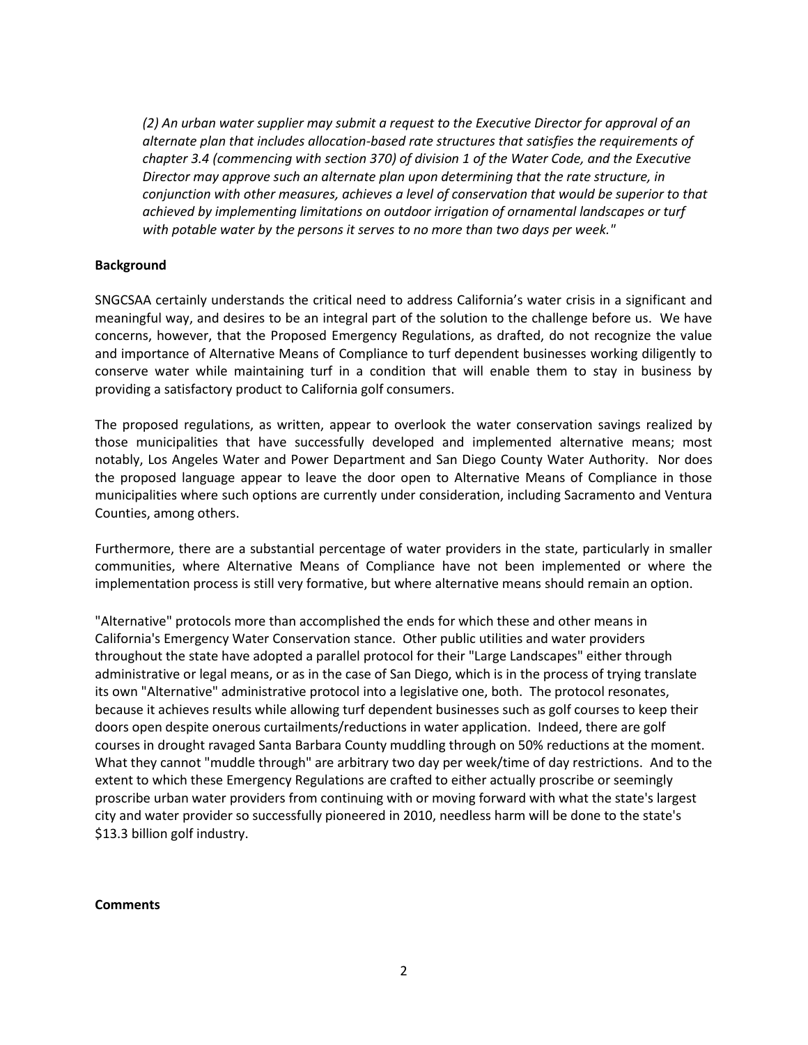*(2) An urban water supplier may submit a request to the Executive Director for approval of an alternate plan that includes allocation-based rate structures that satisfies the requirements of chapter 3.4 (commencing with section 370) of division 1 of the Water Code, and the Executive Director may approve such an alternate plan upon determining that the rate structure, in conjunction with other measures, achieves a level of conservation that would be superior to that achieved by implementing limitations on outdoor irrigation of ornamental landscapes or turf with potable water by the persons it serves to no more than two days per week."*

**Background**

SNGCSAA certainly understands the critical need to address California's water crisis in a significant and meaningful way, and desires to be an integral part of the solution to the challenge before us. We have concerns, however, that the Proposed Emergency Regulations, as drafted, do not recognize the value and importance of Alternative Means of Compliance to turf dependent businesses working diligently to conserve water while maintaining turf in a condition that will enable them to stay in business by providing a satisfactory product to California golf consumers.

The proposed regulations, as written, appear to overlook the water conservation savings realized by those municipalities that have successfully developed and implemented alternative means; most notably, Los Angeles Water and Power Department and San Diego County Water Authority. Nor does the proposed language appear to leave the door open to Alternative Means of Compliance in those municipalities where such options are currently under consideration, including Sacramento and Ventura Counties, among others.

Furthermore, there are a substantial percentage of water providers in the state, particularly in smaller communities, where Alternative Means of Compliance have not been implemented or where the implementation process is still very formative, but where alternative means should remain an option.

"Alternative" protocols more than accomplished the ends for which these and other means in California's Emergency Water Conservation stance. Other public utilities and water providers throughout the state have adopted a parallel protocol for their "Large Landscapes" either through administrative or legal means, or as in the case of San Diego, which is in the process of trying translate its own "Alternative" administrative protocol into a legislative one, both. The protocol resonates, because it achieves results while allowing turf dependent businesses such as golf courses to keep their doors open despite onerous curtailments/reductions in water application. Indeed, there are golf courses in drought ravaged Santa Barbara County muddling through on 50% reductions at the moment. What they cannot "muddle through" are arbitrary two day per week/time of day restrictions. And to the extent to which these Emergency Regulations are crafted to either actually proscribe or seemingly proscribe urban water providers from continuing with or moving forward with what the state's largest city and water provider so successfully pioneered in 2010, needless harm will be done to the state's $13.3 billion golf industry.

**Comments**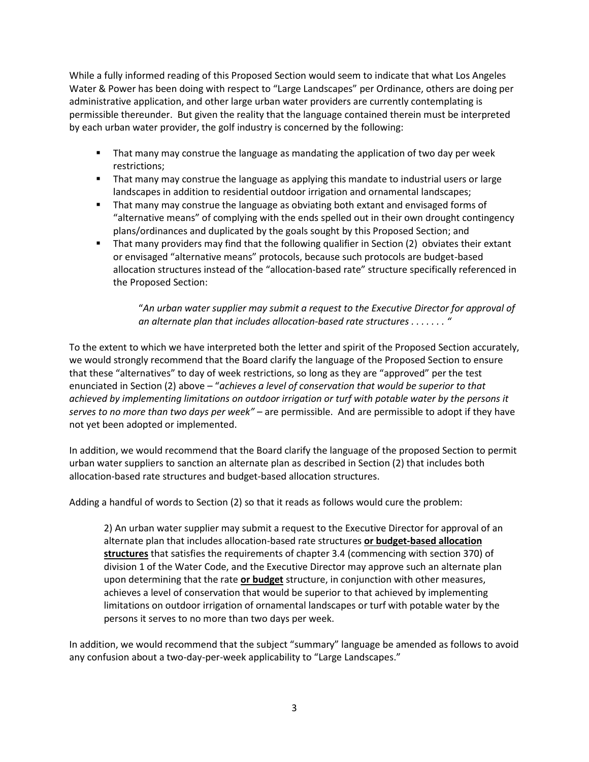While a fully informed reading of this Proposed Section would seem to indicate that what Los Angeles Water & Power has been doing with respect to "Large Landscapes" per Ordinance, others are doing per administrative application, and other large urban water providers are currently contemplating is permissible thereunder. But given the reality that the language contained therein must be interpreted by each urban water provider, the golf industry is concerned by the following:

- That many may construe the language as mandating the application of two day per week restrictions;
- That many may construe the language as applying this mandate to industrial users or large landscapes in addition to residential outdoor irrigation and ornamental landscapes;
- That many may construe the language as obviating both extant and envisaged forms of "alternative means" of complying with the ends spelled out in their own drought contingency plans/ordinances and duplicated by the goals sought by this Proposed Section; and
- That many providers may find that the following qualifier in Section (2) obviates their extant or envisaged "alternative means" protocols, because such protocols are budget-based allocation structures instead of the "allocation-based rate" structure specifically referenced in the Proposed Section:

  > "*An urban water supplier may submit a request to the Executive Director for approval of an alternate plan that includes allocation-based rate structures . . . . . . . "*

To the extent to which we have interpreted both the letter and spirit of the Proposed Section accurately, we would strongly recommend that the Board clarify the language of the Proposed Section to ensure that these "alternatives" to day of week restrictions, so long as they are "approved" per the test enunciated in Section (2) above – "*achieves a level of conservation that would be superior to that achieved by implementing limitations on outdoor irrigation or turf with potable water by the persons it serves to no more than two days per week"* – are permissible. And are permissible to adopt if they have not yet been adopted or implemented.

In addition, we would recommend that the Board clarify the language of the proposed Section to permit urban water suppliers to sanction an alternate plan as described in Section (2) that includes both allocation-based rate structures and budget-based allocation structures.

Adding a handful of words to Section (2) so that it reads as follows would cure the problem:

> 2) An urban water supplier may submit a request to the Executive Director for approval of an alternate plan that includes allocation-based rate structures **<u>or budget-based allocation structures</u>** that satisfies the requirements of chapter 3.4 (commencing with section 370) of division 1 of the Water Code, and the Executive Director may approve such an alternate plan upon determining that the rate **<u>or budget</u>** structure, in conjunction with other measures, achieves a level of conservation that would be superior to that achieved by implementing limitations on outdoor irrigation of ornamental landscapes or turf with potable water by the persons it serves to no more than two days per week.

In addition, we would recommend that the subject "summary" language be amended as follows to avoid any confusion about a two-day-per-week applicability to "Large Landscapes."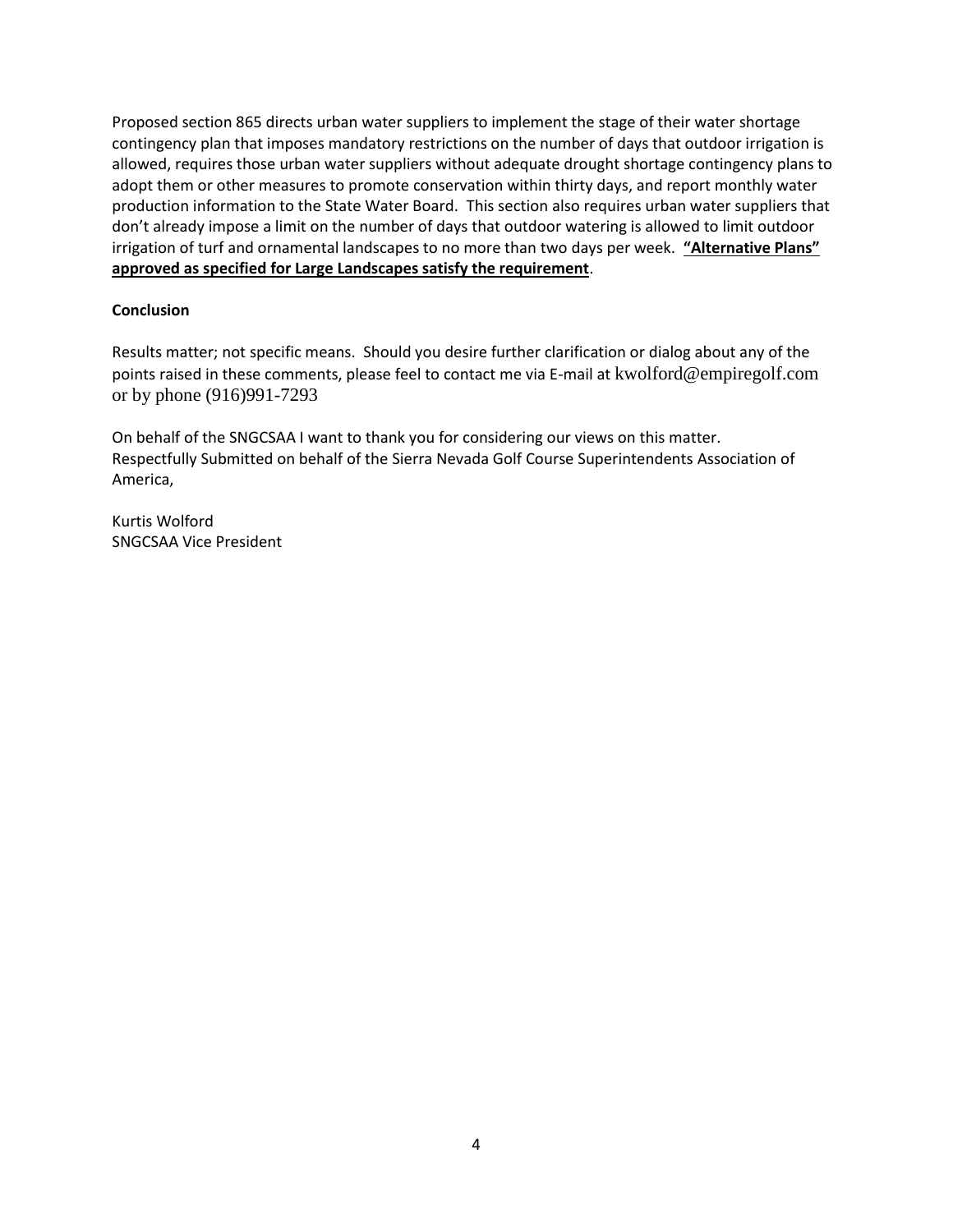Proposed section 865 directs urban water suppliers to implement the stage of their water shortage contingency plan that imposes mandatory restrictions on the number of days that outdoor irrigation is allowed, requires those urban water suppliers without adequate drought shortage contingency plans to adopt them or other measures to promote conservation within thirty days, and report monthly water production information to the State Water Board. This section also requires urban water suppliers that don't already impose a limit on the number of days that outdoor watering is allowed to limit outdoor irrigation of turf and ornamental landscapes to no more than two days per week. **"Alternative Plans" approved as specified for Large Landscapes satisfy the requirement**.

**Conclusion**

Results matter; not specific means. Should you desire further clarification or dialog about any of the points raised in these comments, please feel to contact me via E-mail at kwolford@empiregolf.com or by phone (916)991-7293

On behalf of the SNGCSAA I want to thank you for considering our views on this matter.
Respectfully Submitted on behalf of the Sierra Nevada Golf Course Superintendents Association of America,

Kurtis Wolford
SNGCSAA Vice President